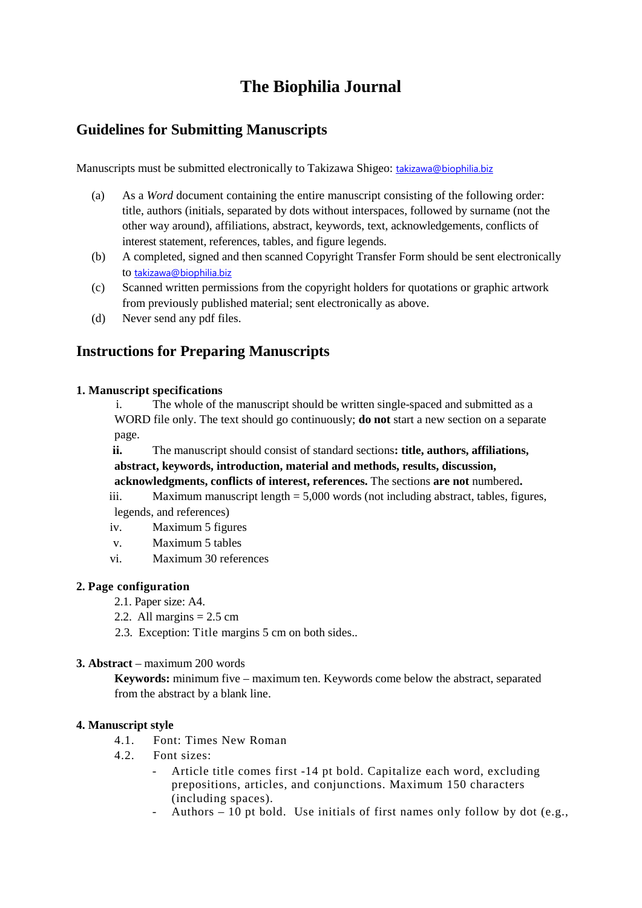# The Biophilia Journal

## Guidelines for Submitting Manuscripts

Manuscripts must be submitted electronically to Takizawa Shigeo: takizawa@biophilia.biz

(a) As a *Word* document containing the entire manuscript consisting of the following order: title, authors (initials, separated by dots without interspaces, followed by surname (not the other way around), affiliations, abstract, keywords, text, acknowledgements, conflicts of interest statement, references, tables, and figure legends.

(b) A completed, signed and then scanned Copyright Transfer Form should be sent electronically to takizawa@biophilia.biz

(c) Scanned written permissions from the copyright holders for quotations or graphic artwork from previously published material; sent electronically as above.

(d) Never send any pdf files.

## Instructions for Preparing Manuscripts

### 1. Manuscript specifications

i. The whole of the manuscript should be written single-spaced and submitted as a WORD file only. The text should go continuously; **do not** start a new section on a separate page.

**ii.** The manuscript should consist of standard sections**: title, authors, affiliations, abstract, keywords, introduction, material and methods, results, discussion, acknowledgments, conflicts of interest, references.** The sections **are not** numbered**.**

iii. Maximum manuscript length = 5,000 words (not including abstract, tables, figures, legends, and references)

iv. Maximum 5 figures

v. Maximum 5 tables

vi. Maximum 30 references

### 2. Page configuration

2.1. Paper size: A4.

2.2. All margins = 2.5 cm

2.3. Exception: Title margins 5 cm on both sides..

### 3. Abstract – maximum 200 words

**Keywords:** minimum five – maximum ten. Keywords come below the abstract, separated from the abstract by a blank line.

### 4. Manuscript style

4.1. Font: Times New Roman

4.2. Font sizes:

- Article title comes first -14 pt bold. Capitalize each word, excluding prepositions, articles, and conjunctions. Maximum 150 characters (including spaces).
- Authors – 10 pt bold. Use initials of first names only follow by dot (e.g.,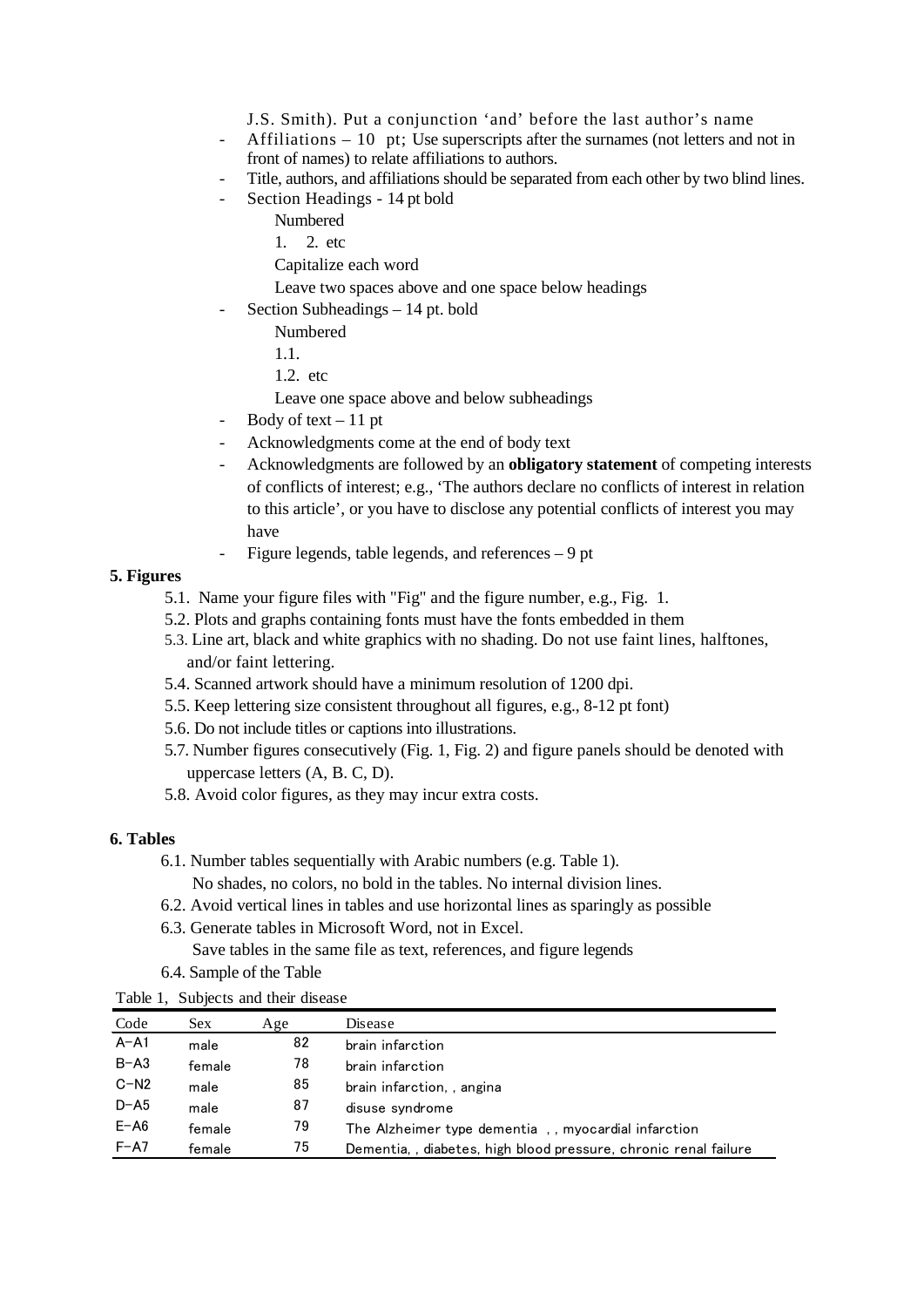J.S. Smith). Put a conjunction 'and' before the last author's name

- Affiliations – 10 pt; Use superscripts after the surnames (not letters and not in front of names) to relate affiliations to authors.
- Title, authors, and affiliations should be separated from each other by two blind lines.
- Section Headings - 14 pt bold
  - Numbered
  - 1. 2. etc
  - Capitalize each word
  - Leave two spaces above and one space below headings
- Section Subheadings – 14 pt. bold
  - Numbered
  - 1.1.
  - 1.2. etc
  - Leave one space above and below subheadings
- Body of text – 11 pt
- Acknowledgments come at the end of body text
- Acknowledgments are followed by an **obligatory statement** of competing interests of conflicts of interest; e.g., 'The authors declare no conflicts of interest in relation to this article', or you have to disclose any potential conflicts of interest you may have
- Figure legends, table legends, and references – 9 pt

**5. Figures**

5.1. Name your figure files with "Fig" and the figure number, e.g., Fig. 1.

5.2. Plots and graphs containing fonts must have the fonts embedded in them

5.3. Line art, black and white graphics with no shading. Do not use faint lines, halftones, and/or faint lettering.

5.4. Scanned artwork should have a minimum resolution of 1200 dpi.

5.5. Keep lettering size consistent throughout all figures, e.g., 8-12 pt font)

5.6. Do not include titles or captions into illustrations.

5.7. Number figures consecutively (Fig. 1, Fig. 2) and figure panels should be denoted with uppercase letters (A, B. C, D).

5.8. Avoid color figures, as they may incur extra costs.

**6. Tables**

6.1. Number tables sequentially with Arabic numbers (e.g. Table 1).
No shades, no colors, no bold in the tables. No internal division lines.

6.2. Avoid vertical lines in tables and use horizontal lines as sparingly as possible

6.3. Generate tables in Microsoft Word, not in Excel.
Save tables in the same file as text, references, and figure legends

6.4. Sample of the Table

Table 1, Subjects and their disease

| Code | Sex | Age | Disease |
|---|---|---|---|
| A–A1 | male | 82 | brain infarction |
| B–A3 | female | 78 | brain infarction |
| C–N2 | male | 85 | brain infarction, , angina |
| D–A5 | male | 87 | disuse syndrome |
| E–A6 | female | 79 | The Alzheimer type dementia , , myocardial infarction |
| F–A7 | female | 75 | Dementia, , diabetes, high blood pressure, chronic renal failure |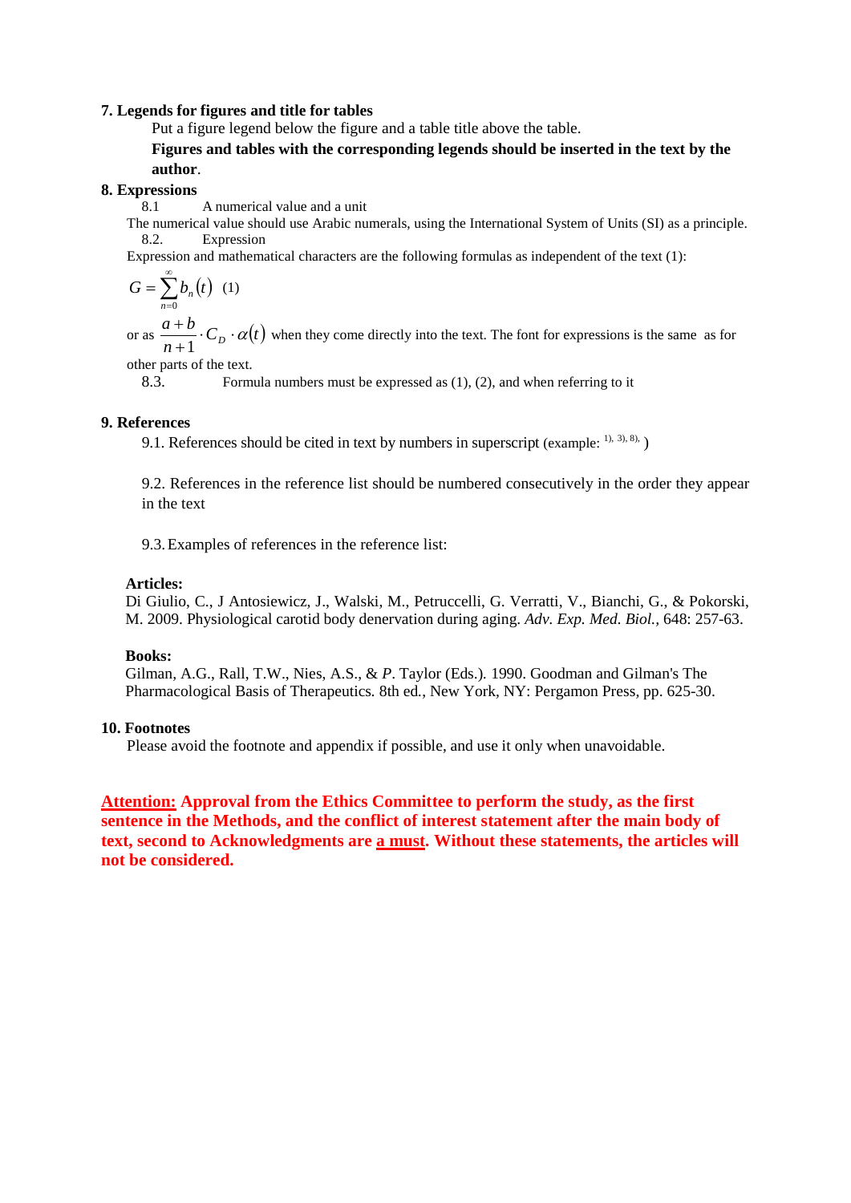## 7. Legends for figures and title for tables

Put a figure legend below the figure and a table title above the table.

**Figures and tables with the corresponding legends should be inserted in the text by the author**.

## 8. Expressions

8.1 A numerical value and a unit

The numerical value should use Arabic numerals, using the International System of Units (SI) as a principle.

8.2. Expression

Expression and mathematical characters are the following formulas as independent of the text (1):

$$G = \sum_{n=0}^{\infty} b_n(t) \quad (1)$$

or as $\frac{a+b}{n+1} \cdot C_D \cdot \alpha(t)$ when they come directly into the text. The font for expressions is the same as for other parts of the text.

8.3. Formula numbers must be expressed as (1), (2), and when referring to it

## 9. References

9.1. References should be cited in text by numbers in superscript (example: [1), 3), 8),] )

9.2. References in the reference list should be numbered consecutively in the order they appear in the text

9.3. Examples of references in the reference list:

**Articles:**

Di Giulio, C., J Antosiewicz, J., Walski, M., Petruccelli, G. Verratti, V., Bianchi, G., & Pokorski, M. 2009. Physiological carotid body denervation during aging. *Adv. Exp. Med. Biol.*, 648: 257-63.

**Books:**

Gilman, A.G., Rall, T.W., Nies, A.S., & *P*. Taylor (Eds.). 1990. Goodman and Gilman's The Pharmacological Basis of Therapeutics. 8th ed., New York, NY: Pergamon Press, pp. 625-30.

## 10. Footnotes

Please avoid the footnote and appendix if possible, and use it only when unavoidable.

**Attention: Approval from the Ethics Committee to perform the study, as the first sentence in the Methods, and the conflict of interest statement after the main body of text, second to Acknowledgments are a must. Without these statements, the articles will not be considered.**